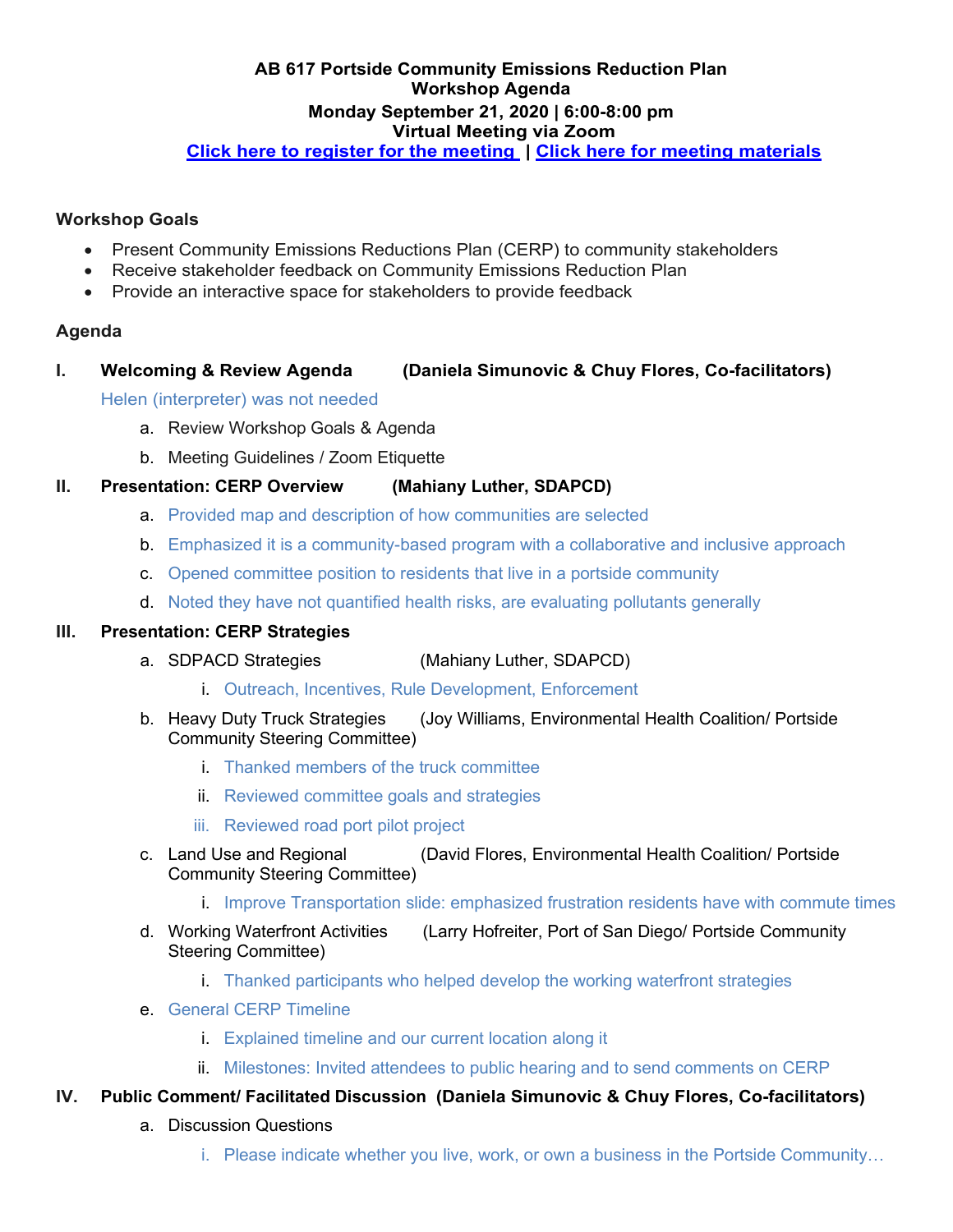**AB 617 Portside Community Emissions Reduction Plan**
**Workshop Agenda**
**Monday September 21, 2020 | 6:00-8:00 pm**
**Virtual Meeting via Zoom**
**Click here to register for the meeting | Click here for meeting materials**

### Workshop Goals

- Present Community Emissions Reductions Plan (CERP) to community stakeholders
- Receive stakeholder feedback on Community Emissions Reduction Plan
- Provide an interactive space for stakeholders to provide feedback

### Agenda

**I. Welcoming & Review Agenda (Daniela Simunovic & Chuy Flores, Co-facilitators)**

Helen (interpreter) was not needed

a. Review Workshop Goals & Agenda

b. Meeting Guidelines / Zoom Etiquette

**II. Presentation: CERP Overview (Mahiany Luther, SDAPCD)**

a. Provided map and description of how communities are selected

b. Emphasized it is a community-based program with a collaborative and inclusive approach

c. Opened committee position to residents that live in a portside community

d. Noted they have not quantified health risks, are evaluating pollutants generally

**III. Presentation: CERP Strategies**

a. SDPACD Strategies (Mahiany Luther, SDAPCD)

i. Outreach, Incentives, Rule Development, Enforcement

b. Heavy Duty Truck Strategies (Joy Williams, Environmental Health Coalition/ Portside Community Steering Committee)

i. Thanked members of the truck committee

ii. Reviewed committee goals and strategies

iii. Reviewed road port pilot project

c. Land Use and Regional (David Flores, Environmental Health Coalition/ Portside Community Steering Committee)

i. Improve Transportation slide: emphasized frustration residents have with commute times

d. Working Waterfront Activities (Larry Hofreiter, Port of San Diego/ Portside Community Steering Committee)

i. Thanked participants who helped develop the working waterfront strategies

e. General CERP Timeline

i. Explained timeline and our current location along it

ii. Milestones: Invited attendees to public hearing and to send comments on CERP

**IV. Public Comment/ Facilitated Discussion (Daniela Simunovic & Chuy Flores, Co-facilitators)**

a. Discussion Questions

i. Please indicate whether you live, work, or own a business in the Portside Community…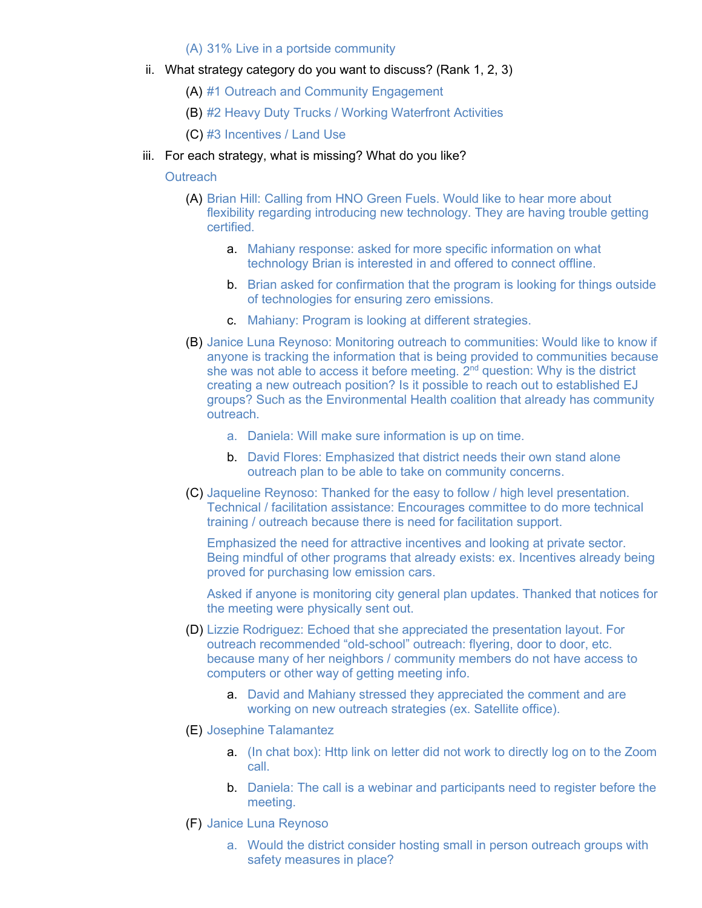(A) 31% Live in a portside community

ii. What strategy category do you want to discuss? (Rank 1, 2, 3)

(A) #1 Outreach and Community Engagement

(B) #2 Heavy Duty Trucks / Working Waterfront Activities

(C) #3 Incentives / Land Use

iii. For each strategy, what is missing? What do you like?

Outreach

(A) Brian Hill: Calling from HNO Green Fuels. Would like to hear more about flexibility regarding introducing new technology. They are having trouble getting certified.

  a. Mahiany response: asked for more specific information on what technology Brian is interested in and offered to connect offline.

  b. Brian asked for confirmation that the program is looking for things outside of technologies for ensuring zero emissions.

  c. Mahiany: Program is looking at different strategies.

(B) Janice Luna Reynoso: Monitoring outreach to communities: Would like to know if anyone is tracking the information that is being provided to communities because she was not able to access it before meeting. 2nd question: Why is the district creating a new outreach position? Is it possible to reach out to established EJ groups? Such as the Environmental Health coalition that already has community outreach.

  a. Daniela: Will make sure information is up on time.

  b. David Flores: Emphasized that district needs their own stand alone outreach plan to be able to take on community concerns.

(C) Jaqueline Reynoso: Thanked for the easy to follow / high level presentation. Technical / facilitation assistance: Encourages committee to do more technical training / outreach because there is need for facilitation support.

Emphasized the need for attractive incentives and looking at private sector. Being mindful of other programs that already exists: ex. Incentives already being proved for purchasing low emission cars.

Asked if anyone is monitoring city general plan updates. Thanked that notices for the meeting were physically sent out.

(D) Lizzie Rodriguez: Echoed that she appreciated the presentation layout. For outreach recommended “old-school” outreach: flyering, door to door, etc. because many of her neighbors / community members do not have access to computers or other way of getting meeting info.

  a. David and Mahiany stressed they appreciated the comment and are working on new outreach strategies (ex. Satellite office).

(E) Josephine Talamantez

  a. (In chat box): Http link on letter did not work to directly log on to the Zoom call.

  b. Daniela: The call is a webinar and participants need to register before the meeting.

(F) Janice Luna Reynoso

  a. Would the district consider hosting small in person outreach groups with safety measures in place?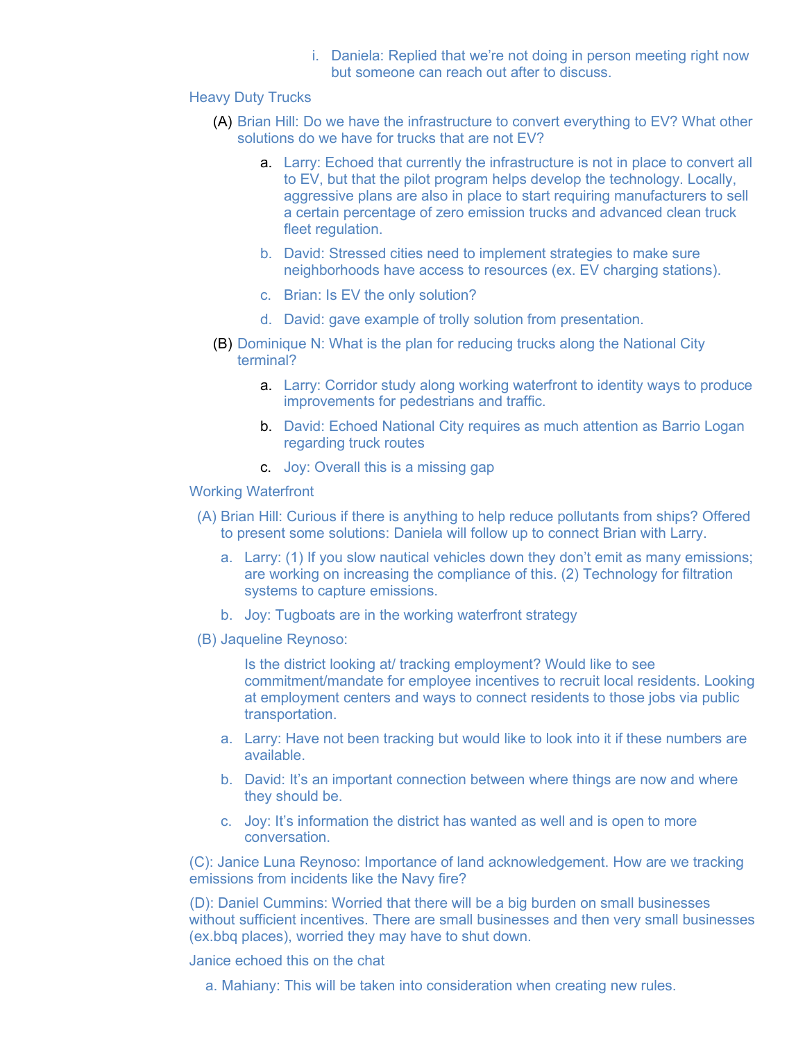i. Daniela: Replied that we're not doing in person meeting right now but someone can reach out after to discuss.

Heavy Duty Trucks

(A) Brian Hill: Do we have the infrastructure to convert everything to EV? What other solutions do we have for trucks that are not EV?

   a. Larry: Echoed that currently the infrastructure is not in place to convert all to EV, but that the pilot program helps develop the technology. Locally, aggressive plans are also in place to start requiring manufacturers to sell a certain percentage of zero emission trucks and advanced clean truck fleet regulation.
   b. David: Stressed cities need to implement strategies to make sure neighborhoods have access to resources (ex. EV charging stations).
   c. Brian: Is EV the only solution?
   d. David: gave example of trolly solution from presentation.

(B) Dominique N: What is the plan for reducing trucks along the National City terminal?

   a. Larry: Corridor study along working waterfront to identity ways to produce improvements for pedestrians and traffic.
   b. David: Echoed National City requires as much attention as Barrio Logan regarding truck routes
   c. Joy: Overall this is a missing gap

Working Waterfront

(A) Brian Hill: Curious if there is anything to help reduce pollutants from ships? Offered to present some solutions: Daniela will follow up to connect Brian with Larry.

   a. Larry: (1) If you slow nautical vehicles down they don't emit as many emissions; are working on increasing the compliance of this. (2) Technology for filtration systems to capture emissions.
   b. Joy: Tugboats are in the working waterfront strategy

(B) Jaqueline Reynoso:

   Is the district looking at/ tracking employment? Would like to see commitment/mandate for employee incentives to recruit local residents. Looking at employment centers and ways to connect residents to those jobs via public transportation.

   a. Larry: Have not been tracking but would like to look into it if these numbers are available.
   b. David: It's an important connection between where things are now and where they should be.
   c. Joy: It's information the district has wanted as well and is open to more conversation.

(C): Janice Luna Reynoso: Importance of land acknowledgement. How are we tracking emissions from incidents like the Navy fire?

(D): Daniel Cummins: Worried that there will be a big burden on small businesses without sufficient incentives. There are small businesses and then very small businesses (ex.bbq places), worried they may have to shut down.

Janice echoed this on the chat

   a. Mahiany: This will be taken into consideration when creating new rules.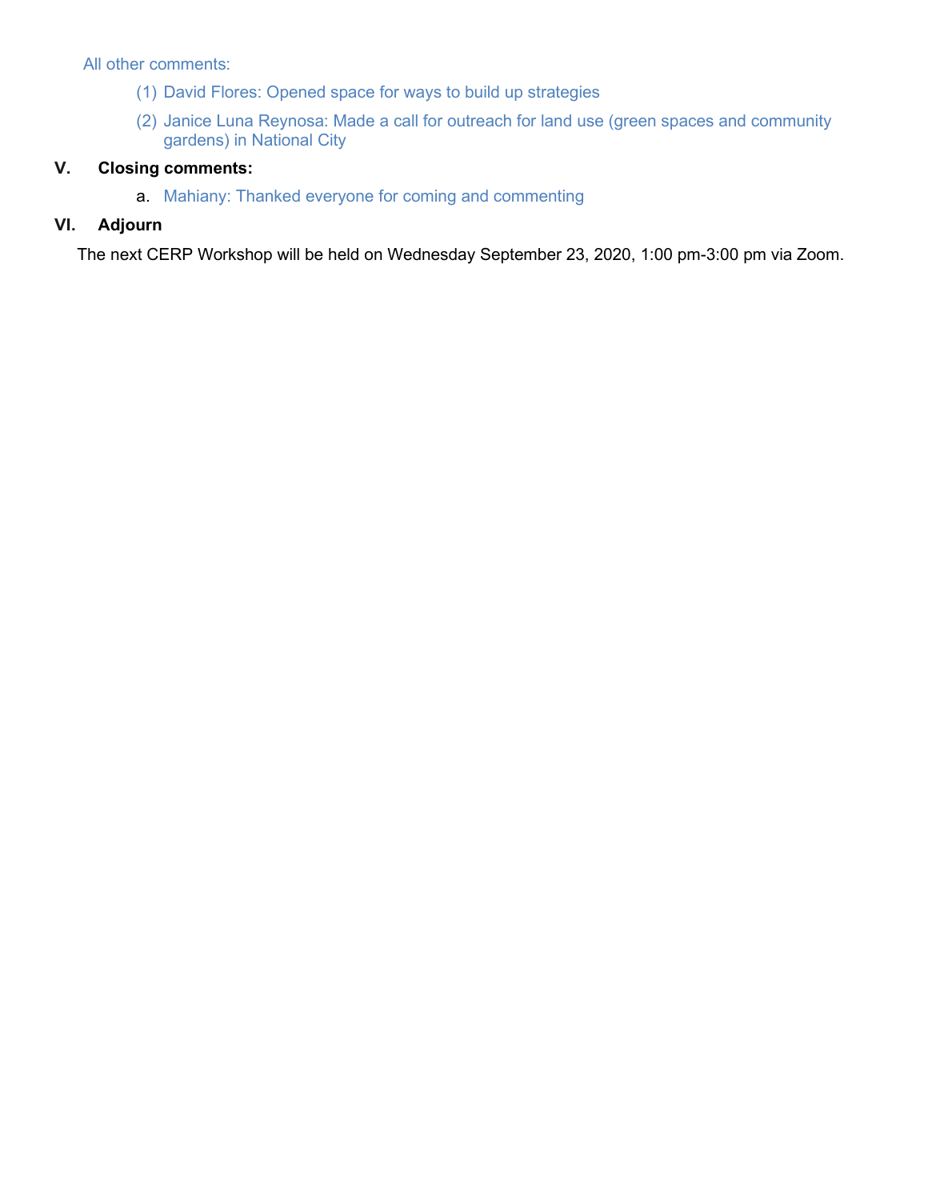All other comments:

(1) David Flores: Opened space for ways to build up strategies

(2) Janice Luna Reynosa: Made a call for outreach for land use (green spaces and community gardens) in National City

## V. Closing comments:

a. Mahiany: Thanked everyone for coming and commenting

## VI. Adjourn

The next CERP Workshop will be held on Wednesday September 23, 2020, 1:00 pm-3:00 pm via Zoom.